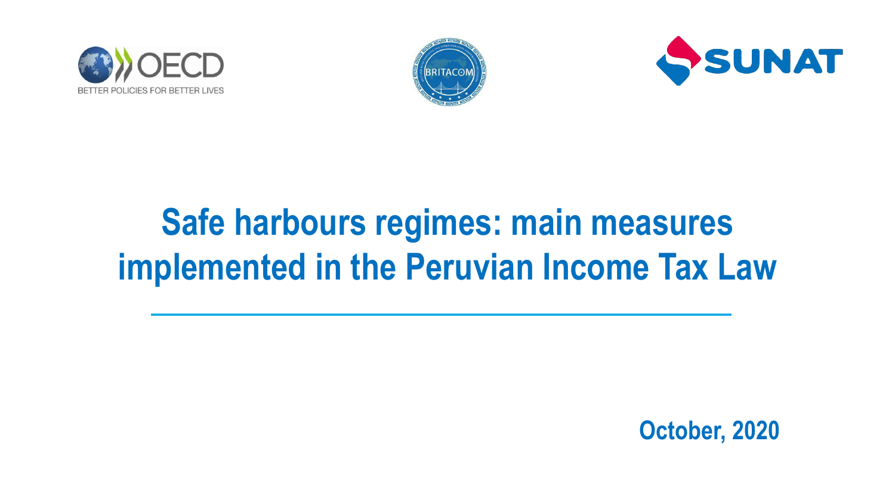# Safe harbours regimes: main measures implemented in the Peruvian Income Tax Law

October, 2020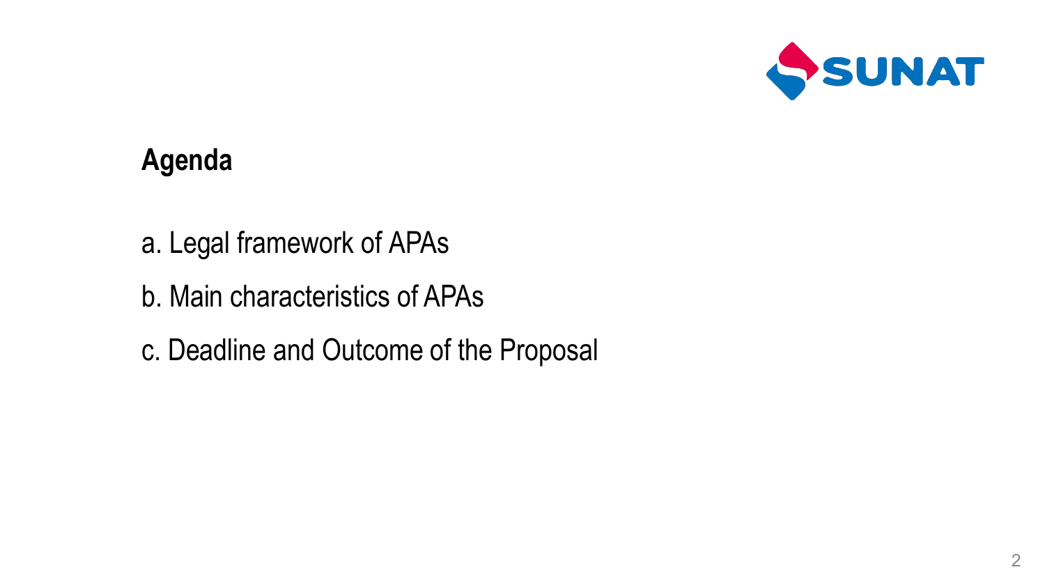## Agenda

a. Legal framework of APAs

b. Main characteristics of APAs

c. Deadline and Outcome of the Proposal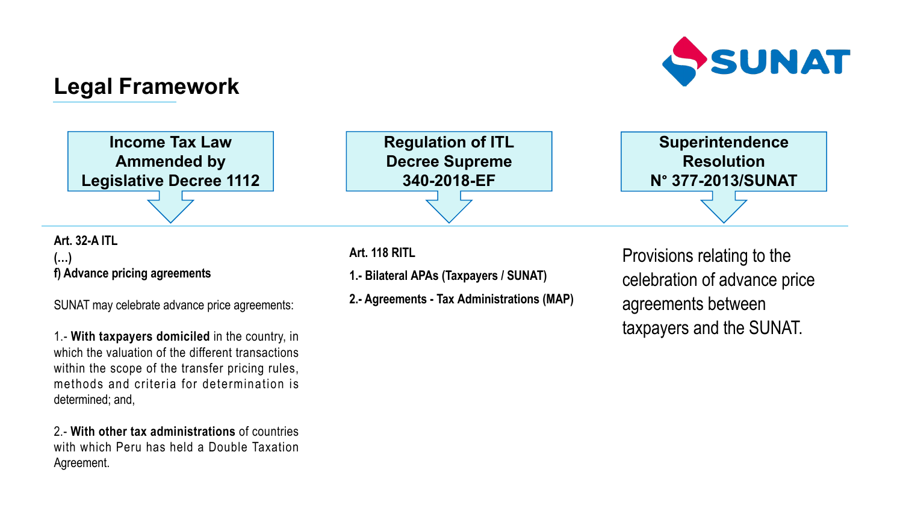# Legal Framework

SUNAT

## Income Tax Law Ammended by Legislative Decree 1112

**Art. 32-A ITL**

**(…)**

**f) Advance pricing agreements**

SUNAT may celebrate advance price agreements:

1.- **With taxpayers domiciled** in the country, in which the valuation of the different transactions within the scope of the transfer pricing rules, methods and criteria for determination is determined; and,

2.- **With other tax administrations** of countries with which Peru has held a Double Taxation Agreement.

## Regulation of ITL Decree Supreme 340-2018-EF

**Art. 118 RITL**

**1.- Bilateral APAs (Taxpayers / SUNAT)**

**2.- Agreements - Tax Administrations (MAP)**

## Superintendence Resolution N° 377-2013/SUNAT

Provisions relating to the celebration of advance price agreements between taxpayers and the SUNAT.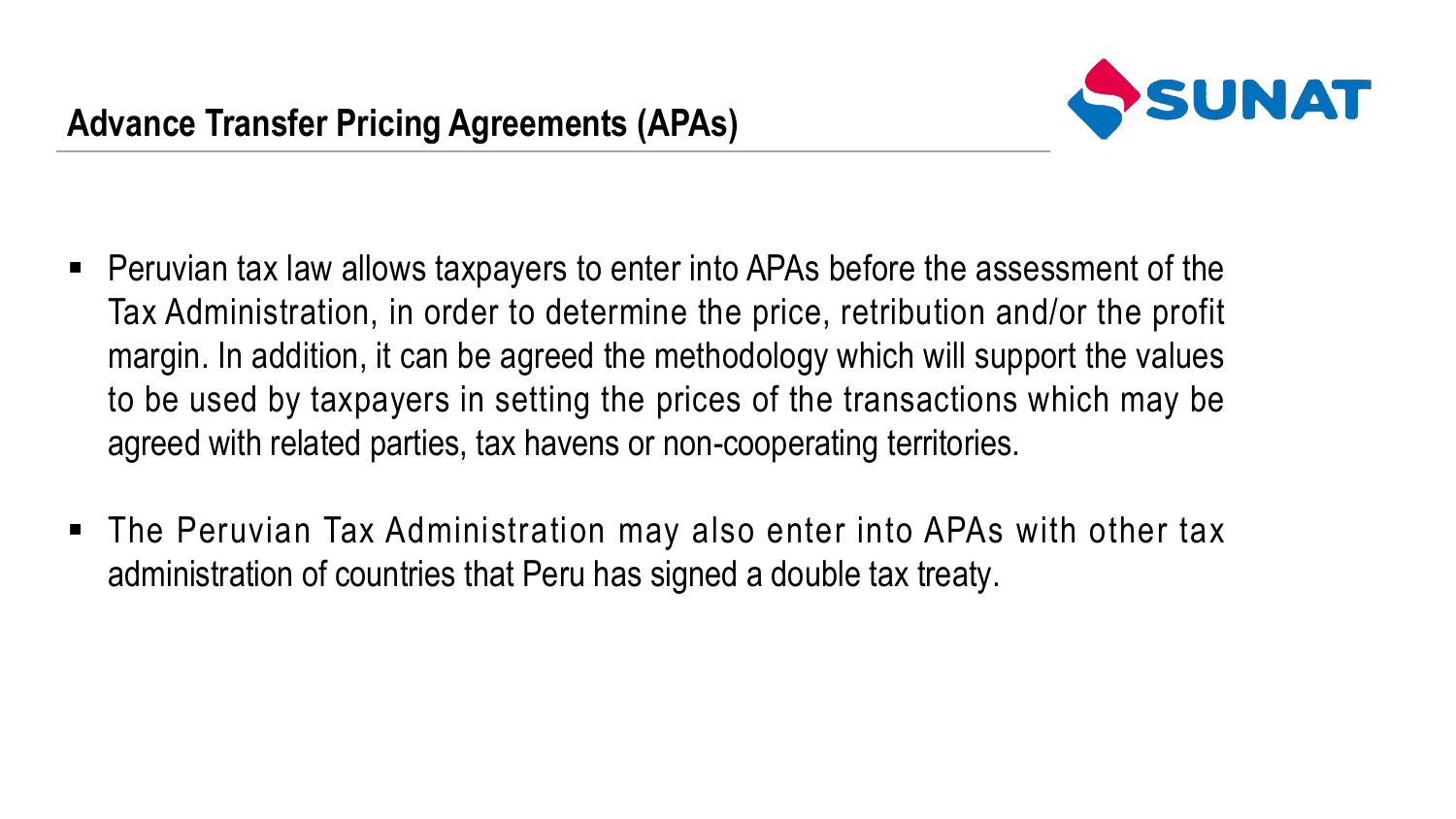## Advance Transfer Pricing Agreements (APAs)

- Peruvian tax law allows taxpayers to enter into APAs before the assessment of the Tax Administration, in order to determine the price, retribution and/or the profit margin. In addition, it can be agreed the methodology which will support the values to be used by taxpayers in setting the prices of the transactions which may be agreed with related parties, tax havens or non-cooperating territories.

- The Peruvian Tax Administration may also enter into APAs with other tax administration of countries that Peru has signed a double tax treaty.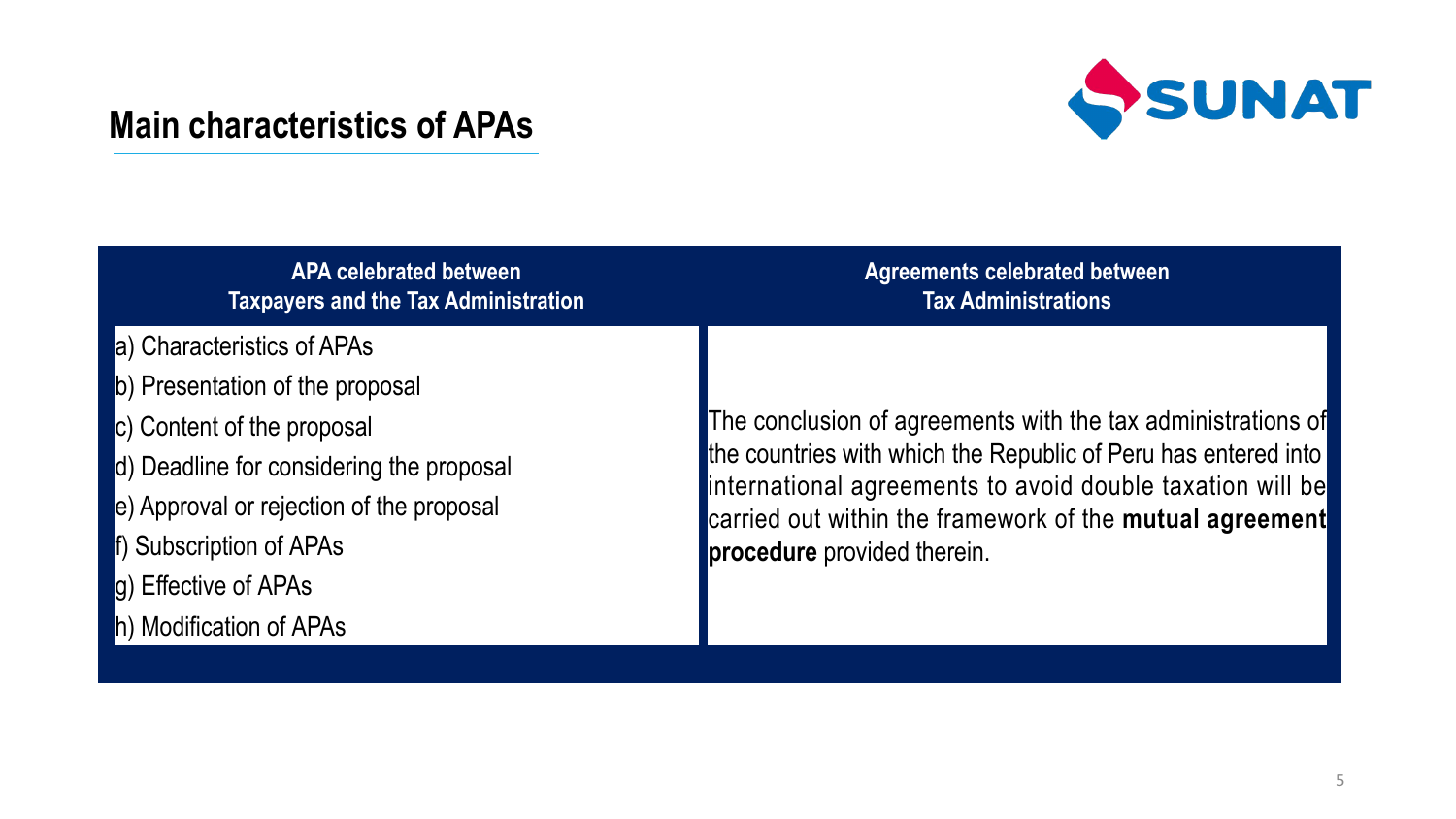## Main characteristics of APAs

| APA celebrated between Taxpayers and the Tax Administration | Agreements celebrated between Tax Administrations |
| --- | --- |
| a) Characteristics of APAs<br>b) Presentation of the proposal<br>c) Content of the proposal<br>d) Deadline for considering the proposal<br>e) Approval or rejection of the proposal<br>f) Subscription of APAs<br>g) Effective of APAs<br>h) Modification of APAs | The conclusion of agreements with the tax administrations of the countries with which the Republic of Peru has entered into international agreements to avoid double taxation will be carried out within the framework of the **mutual agreement procedure** provided therein. |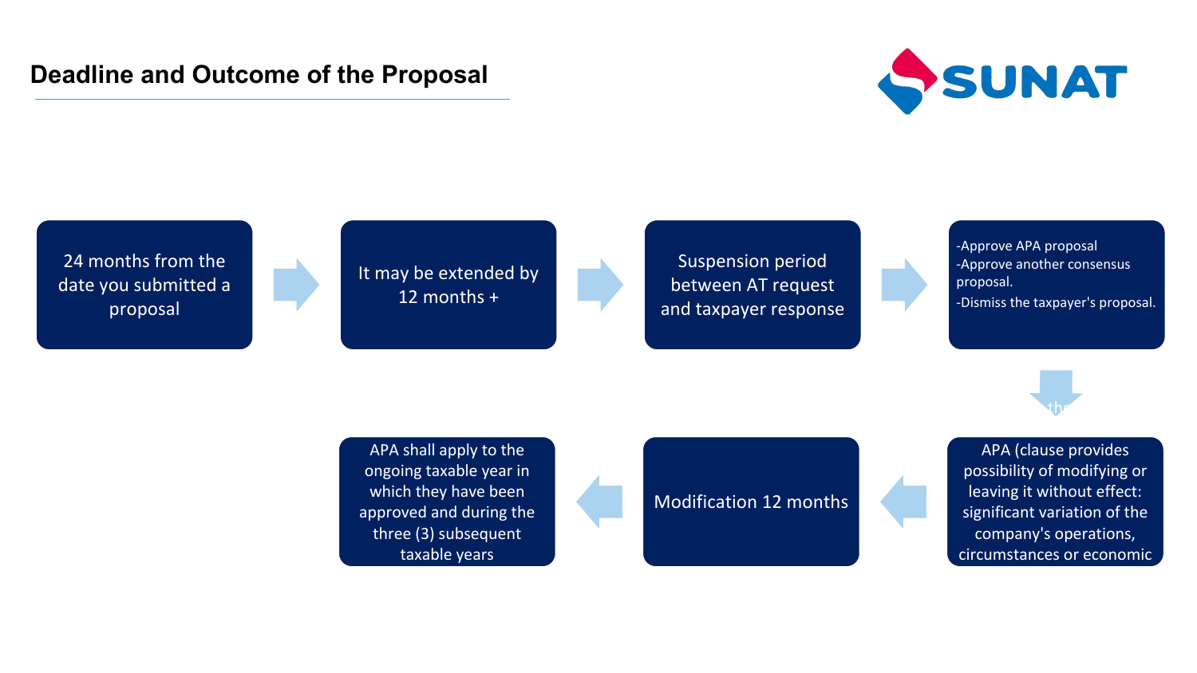## Deadline and Outcome of the Proposal

24 months from the date you submitted a proposal

It may be extended by 12 months +

Suspension period between AT request and taxpayer response

- Approve APA proposal
- Approve another consensus proposal.
- Dismiss the taxpayer's proposal.

APA (clause provides possibility of modifying or leaving it without effect: significant variation of the company's operations, circumstances or economic

Modification 12 months

APA shall apply to the ongoing taxable year in which they have been approved and during the three (3) subsequent taxable years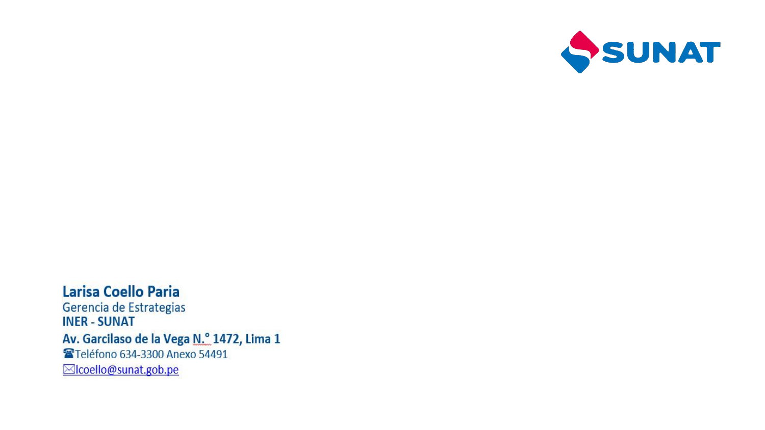SUNAT

**Larisa Coello Paria**
Gerencia de Estrategias
**INER - SUNAT**
**Av. Garcilaso de la Vega N.° 1472, Lima 1**
☎Teléfono 634-3300 Anexo 54491
✉lcoello@sunat.gob.pe